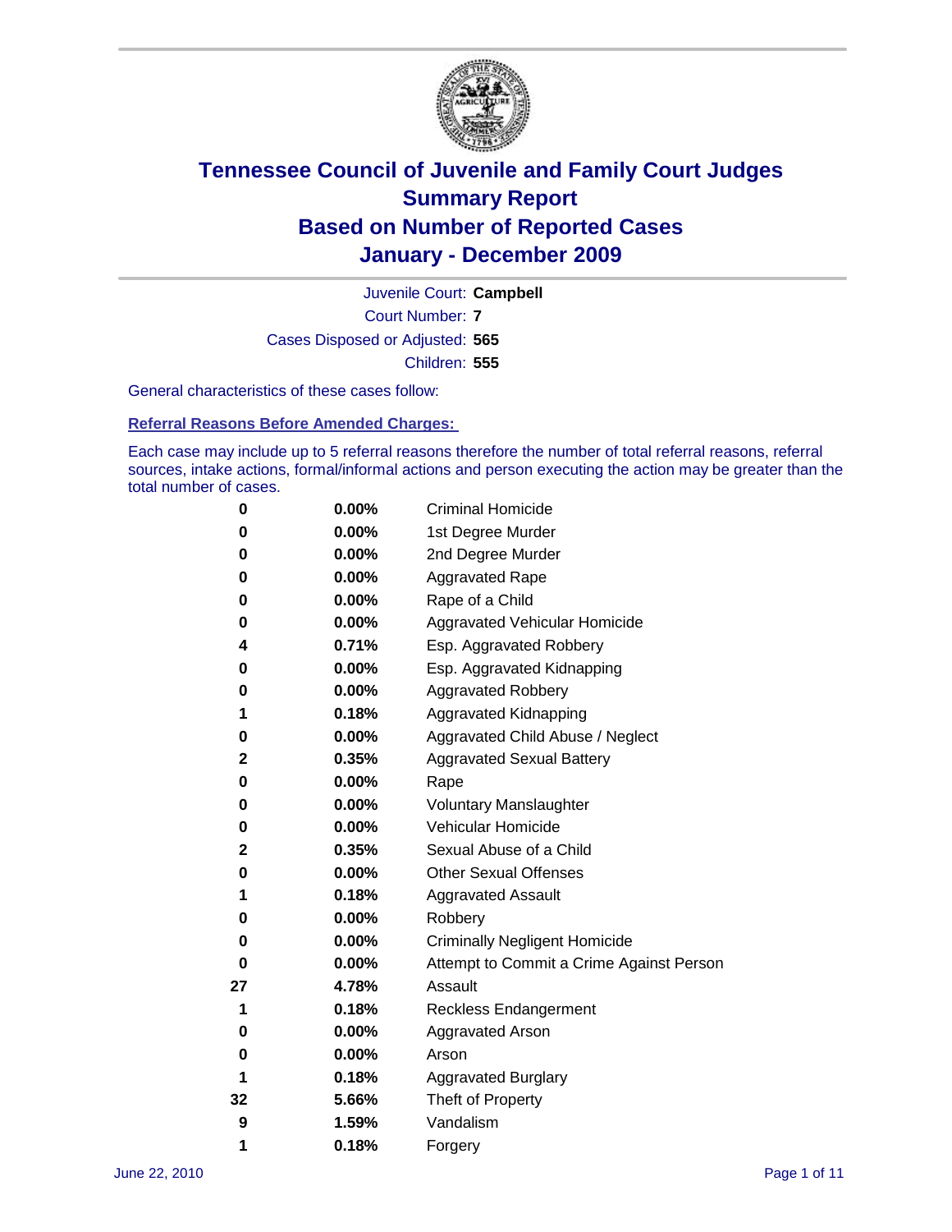# Tennessee Council of Juvenile and Family Court Judges
# Summary Report
# Based on Number of Reported Cases
# January - December 2009

Juvenile Court: **Campbell**

Court Number: **7**

Cases Disposed or Adjusted: **565**

Children: **555**

General characteristics of these cases follow:

### Referral Reasons Before Amended Charges:

Each case may include up to 5 referral reasons therefore the number of total referral reasons, referral sources, intake actions, formal/informal actions and person executing the action may be greater than the total number of cases.

| Count | Percent | Referral Reason |
|---|---|---|
| 0 | 0.00% | Criminal Homicide |
| 0 | 0.00% | 1st Degree Murder |
| 0 | 0.00% | 2nd Degree Murder |
| 0 | 0.00% | Aggravated Rape |
| 0 | 0.00% | Rape of a Child |
| 0 | 0.00% | Aggravated Vehicular Homicide |
| 4 | 0.71% | Esp. Aggravated Robbery |
| 0 | 0.00% | Esp. Aggravated Kidnapping |
| 0 | 0.00% | Aggravated Robbery |
| 1 | 0.18% | Aggravated Kidnapping |
| 0 | 0.00% | Aggravated Child Abuse / Neglect |
| 2 | 0.35% | Aggravated Sexual Battery |
| 0 | 0.00% | Rape |
| 0 | 0.00% | Voluntary Manslaughter |
| 0 | 0.00% | Vehicular Homicide |
| 2 | 0.35% | Sexual Abuse of a Child |
| 0 | 0.00% | Other Sexual Offenses |
| 1 | 0.18% | Aggravated Assault |
| 0 | 0.00% | Robbery |
| 0 | 0.00% | Criminally Negligent Homicide |
| 0 | 0.00% | Attempt to Commit a Crime Against Person |
| 27 | 4.78% | Assault |
| 1 | 0.18% | Reckless Endangerment |
| 0 | 0.00% | Aggravated Arson |
| 0 | 0.00% | Arson |
| 1 | 0.18% | Aggravated Burglary |
| 32 | 5.66% | Theft of Property |
| 9 | 1.59% | Vandalism |
| 1 | 0.18% | Forgery |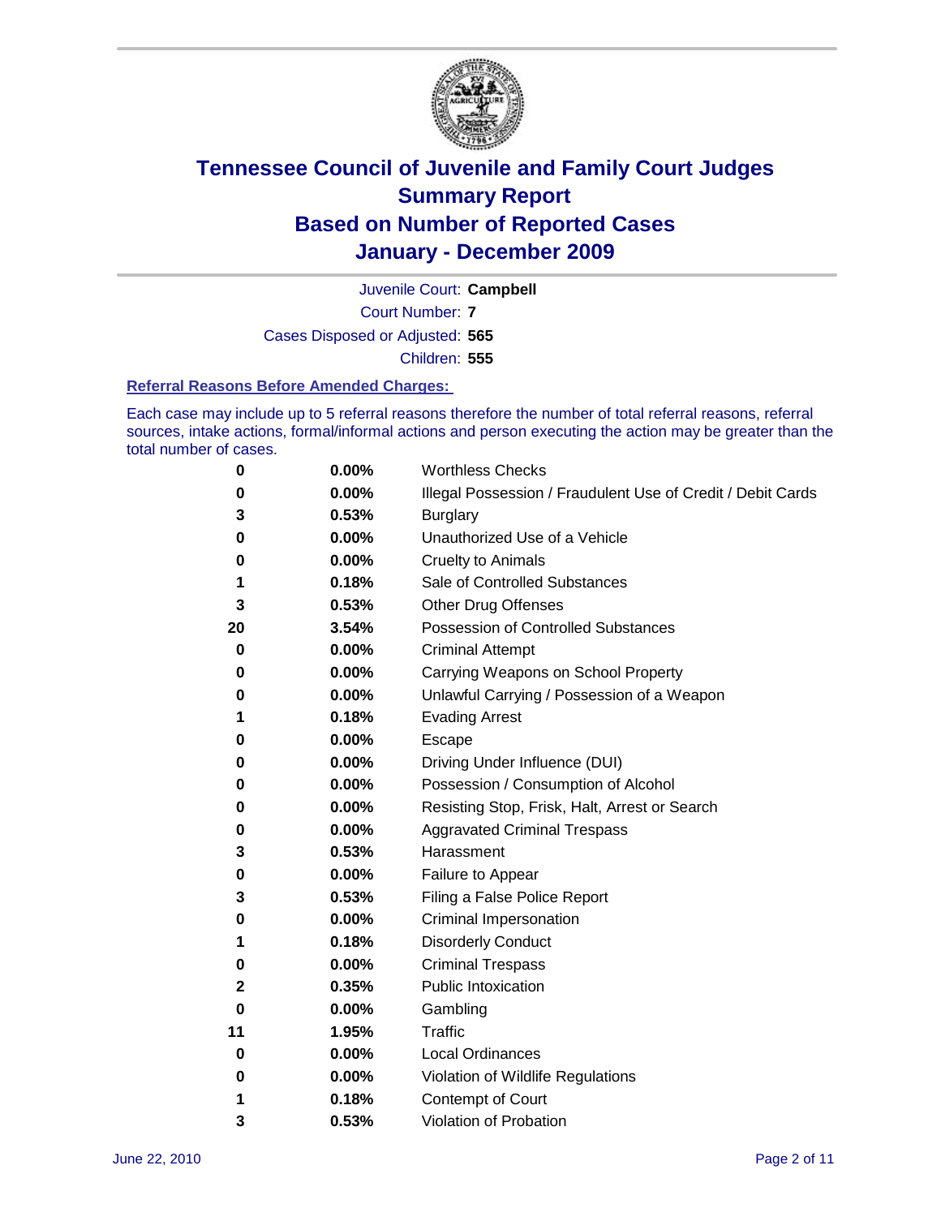# Tennessee Council of Juvenile and Family Court Judges
# Summary Report
# Based on Number of Reported Cases
# January - December 2009

Juvenile Court: **Campbell**

Court Number: **7**

Cases Disposed or Adjusted: **565**

Children: **555**

### Referral Reasons Before Amended Charges:

Each case may include up to 5 referral reasons therefore the number of total referral reasons, referral sources, intake actions, formal/informal actions and person executing the action may be greater than the total number of cases.

| | | |
|---|---|---|
| 0 | 0.00% | Worthless Checks |
| 0 | 0.00% | Illegal Possession / Fraudulent Use of Credit / Debit Cards |
| 3 | 0.53% | Burglary |
| 0 | 0.00% | Unauthorized Use of a Vehicle |
| 0 | 0.00% | Cruelty to Animals |
| 1 | 0.18% | Sale of Controlled Substances |
| 3 | 0.53% | Other Drug Offenses |
| 20 | 3.54% | Possession of Controlled Substances |
| 0 | 0.00% | Criminal Attempt |
| 0 | 0.00% | Carrying Weapons on School Property |
| 0 | 0.00% | Unlawful Carrying / Possession of a Weapon |
| 1 | 0.18% | Evading Arrest |
| 0 | 0.00% | Escape |
| 0 | 0.00% | Driving Under Influence (DUI) |
| 0 | 0.00% | Possession / Consumption of Alcohol |
| 0 | 0.00% | Resisting Stop, Frisk, Halt, Arrest or Search |
| 0 | 0.00% | Aggravated Criminal Trespass |
| 3 | 0.53% | Harassment |
| 0 | 0.00% | Failure to Appear |
| 3 | 0.53% | Filing a False Police Report |
| 0 | 0.00% | Criminal Impersonation |
| 1 | 0.18% | Disorderly Conduct |
| 0 | 0.00% | Criminal Trespass |
| 2 | 0.35% | Public Intoxication |
| 0 | 0.00% | Gambling |
| 11 | 1.95% | Traffic |
| 0 | 0.00% | Local Ordinances |
| 0 | 0.00% | Violation of Wildlife Regulations |
| 1 | 0.18% | Contempt of Court |
| 3 | 0.53% | Violation of Probation |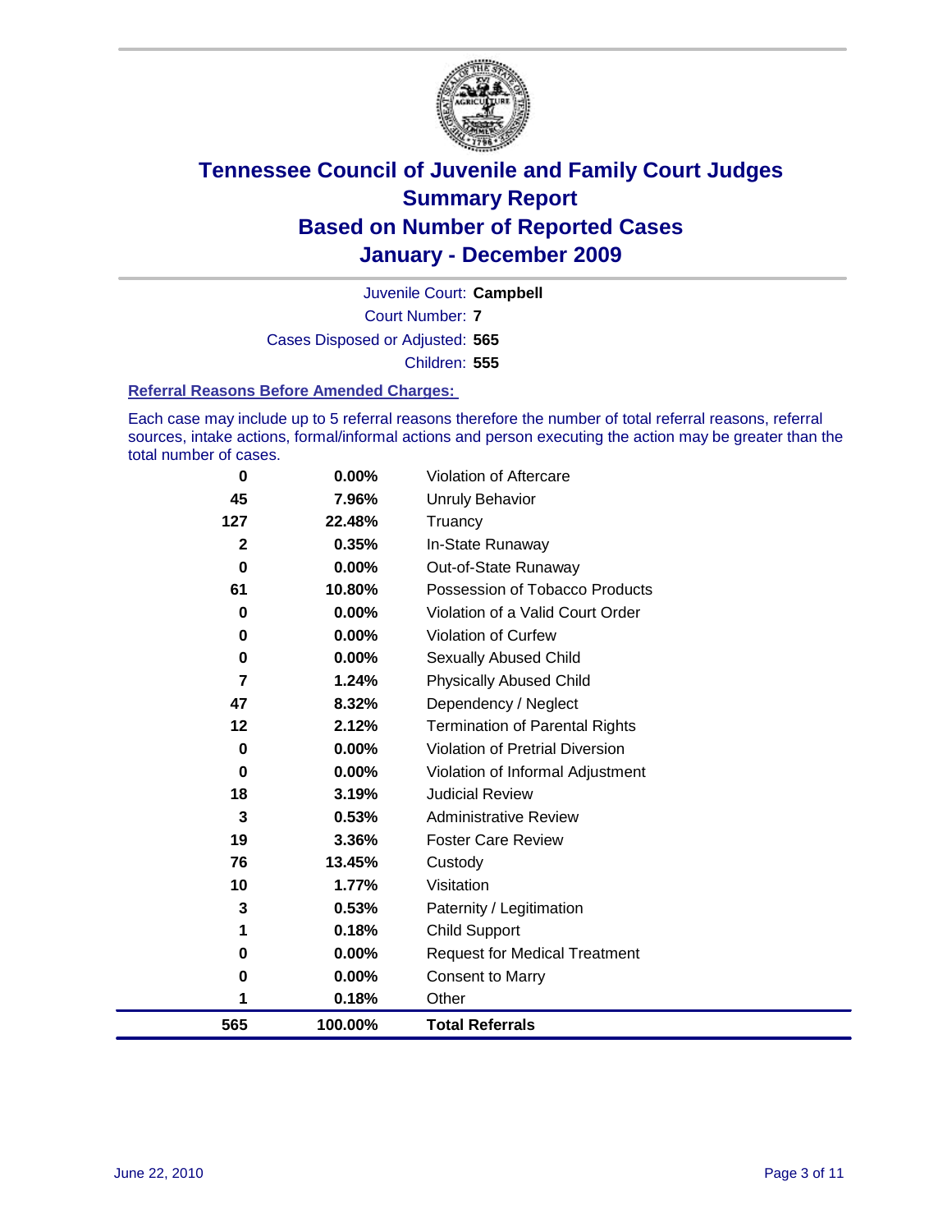# Tennessee Council of Juvenile and Family Court Judges
## Summary Report
## Based on Number of Reported Cases
## January - December 2009

Juvenile Court: **Campbell**

Court Number: **7**

Cases Disposed or Adjusted: **565**

Children: **555**

### Referral Reasons Before Amended Charges:

Each case may include up to 5 referral reasons therefore the number of total referral reasons, referral sources, intake actions, formal/informal actions and person executing the action may be greater than the total number of cases.

| | | |
|---|---|---|
| 0 | 0.00% | Violation of Aftercare |
| 45 | 7.96% | Unruly Behavior |
| 127 | 22.48% | Truancy |
| 2 | 0.35% | In-State Runaway |
| 0 | 0.00% | Out-of-State Runaway |
| 61 | 10.80% | Possession of Tobacco Products |
| 0 | 0.00% | Violation of a Valid Court Order |
| 0 | 0.00% | Violation of Curfew |
| 0 | 0.00% | Sexually Abused Child |
| 7 | 1.24% | Physically Abused Child |
| 47 | 8.32% | Dependency / Neglect |
| 12 | 2.12% | Termination of Parental Rights |
| 0 | 0.00% | Violation of Pretrial Diversion |
| 0 | 0.00% | Violation of Informal Adjustment |
| 18 | 3.19% | Judicial Review |
| 3 | 0.53% | Administrative Review |
| 19 | 3.36% | Foster Care Review |
| 76 | 13.45% | Custody |
| 10 | 1.77% | Visitation |
| 3 | 0.53% | Paternity / Legitimation |
| 1 | 0.18% | Child Support |
| 0 | 0.00% | Request for Medical Treatment |
| 0 | 0.00% | Consent to Marry |
| 1 | 0.18% | Other |
| **565** | **100.00%** | **Total Referrals** |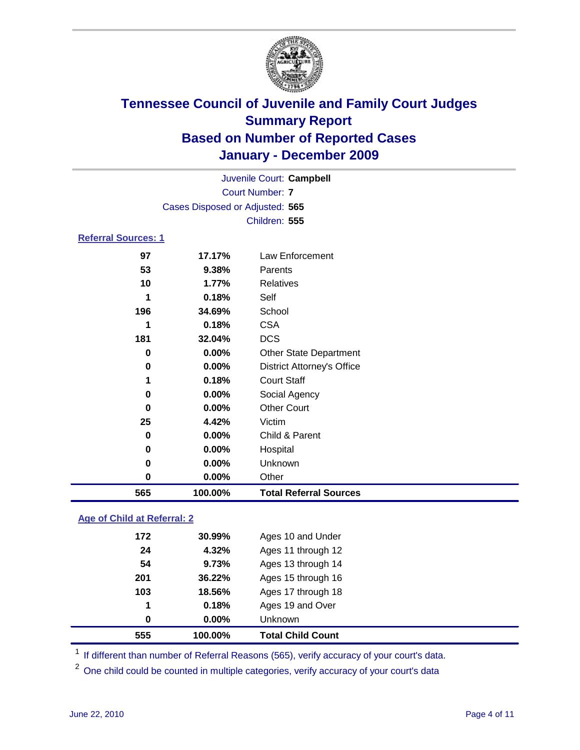# Tennessee Council of Juvenile and Family Court Judges
## Summary Report
## Based on Number of Reported Cases
## January - December 2009

Juvenile Court: **Campbell**
Court Number: **7**
Cases Disposed or Adjusted: **565**
Children: **555**

### Referral Sources: 1

| | | |
|---|---|---|
| 97 | 17.17% | Law Enforcement |
| 53 | 9.38% | Parents |
| 10 | 1.77% | Relatives |
| 1 | 0.18% | Self |
| 196 | 34.69% | School |
| 1 | 0.18% | CSA |
| 181 | 32.04% | DCS |
| 0 | 0.00% | Other State Department |
| 0 | 0.00% | District Attorney's Office |
| 1 | 0.18% | Court Staff |
| 0 | 0.00% | Social Agency |
| 0 | 0.00% | Other Court |
| 25 | 4.42% | Victim |
| 0 | 0.00% | Child & Parent |
| 0 | 0.00% | Hospital |
| 0 | 0.00% | Unknown |
| 0 | 0.00% | Other |
| **565** | **100.00%** | **Total Referral Sources** |

### Age of Child at Referral: 2

| | | |
|---|---|---|
| 172 | 30.99% | Ages 10 and Under |
| 24 | 4.32% | Ages 11 through 12 |
| 54 | 9.73% | Ages 13 through 14 |
| 201 | 36.22% | Ages 15 through 16 |
| 103 | 18.56% | Ages 17 through 18 |
| 1 | 0.18% | Ages 19 and Over |
| 0 | 0.00% | Unknown |
| **555** | **100.00%** | **Total Child Count** |

[1] If different than number of Referral Reasons (565), verify accuracy of your court's data.

[2] One child could be counted in multiple categories, verify accuracy of your court's data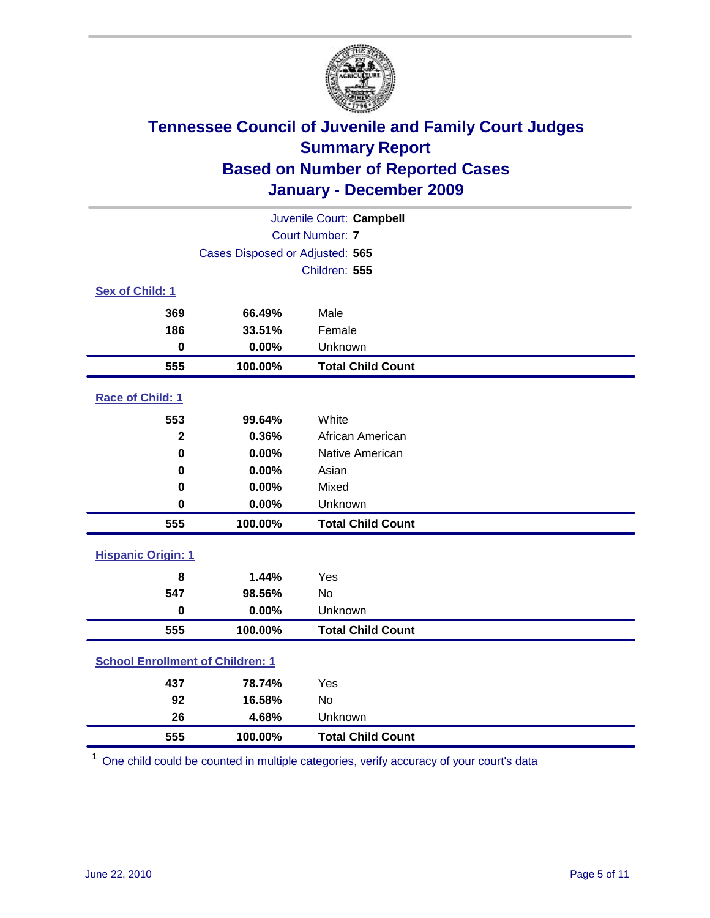# Tennessee Council of Juvenile and Family Court Judges
## Summary Report
## Based on Number of Reported Cases
## January - December 2009

Juvenile Court: **Campbell**
Court Number: **7**
Cases Disposed or Adjusted: **565**
Children: **555**

### Sex of Child: 1

| | | |
|---|---|---|
| 369 | 66.49% | Male |
| 186 | 33.51% | Female |
| 0 | 0.00% | Unknown |
| **555** | **100.00%** | **Total Child Count** |

### Race of Child: 1

| | | |
|---|---|---|
| 553 | 99.64% | White |
| 2 | 0.36% | African American |
| 0 | 0.00% | Native American |
| 0 | 0.00% | Asian |
| 0 | 0.00% | Mixed |
| 0 | 0.00% | Unknown |
| **555** | **100.00%** | **Total Child Count** |

### Hispanic Origin: 1

| | | |
|---|---|---|
| 8 | 1.44% | Yes |
| 547 | 98.56% | No |
| 0 | 0.00% | Unknown |
| **555** | **100.00%** | **Total Child Count** |

### School Enrollment of Children: 1

| | | |
|---|---|---|
| 437 | 78.74% | Yes |
| 92 | 16.58% | No |
| 26 | 4.68% | Unknown |
| **555** | **100.00%** | **Total Child Count** |

[1] One child could be counted in multiple categories, verify accuracy of your court's data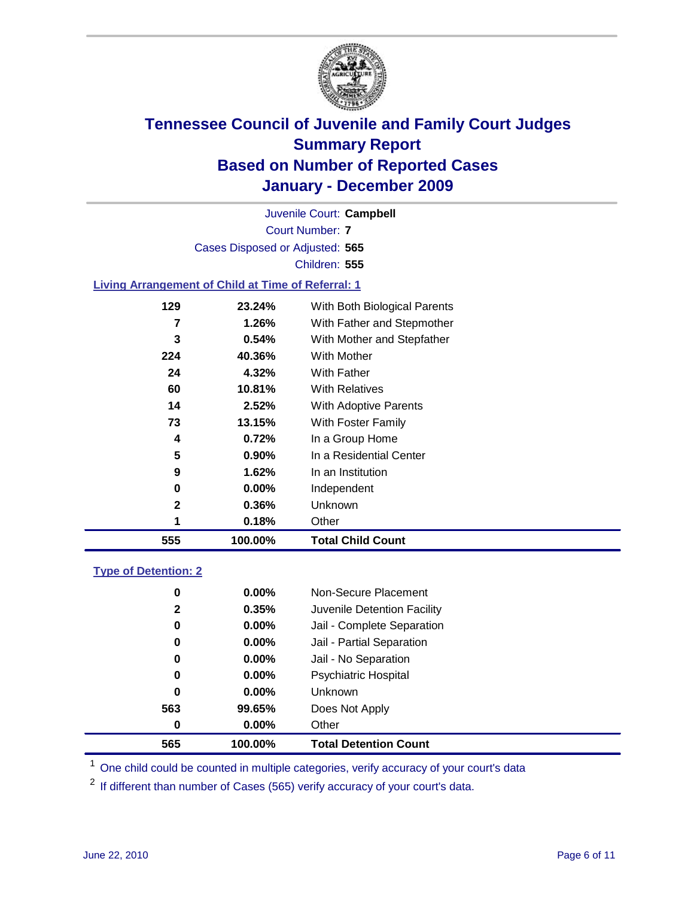# Tennessee Council of Juvenile and Family Court Judges
## Summary Report
## Based on Number of Reported Cases
## January - December 2009

Juvenile Court: **Campbell**

Court Number: **7**

Cases Disposed or Adjusted: **565**

Children: **555**

### Living Arrangement of Child at Time of Referral: 1

| | | |
|---|---|---|
| 129 | 23.24% | With Both Biological Parents |
| 7 | 1.26% | With Father and Stepmother |
| 3 | 0.54% | With Mother and Stepfather |
| 224 | 40.36% | With Mother |
| 24 | 4.32% | With Father |
| 60 | 10.81% | With Relatives |
| 14 | 2.52% | With Adoptive Parents |
| 73 | 13.15% | With Foster Family |
| 4 | 0.72% | In a Group Home |
| 5 | 0.90% | In a Residential Center |
| 9 | 1.62% | In an Institution |
| 0 | 0.00% | Independent |
| 2 | 0.36% | Unknown |
| 1 | 0.18% | Other |
| **555** | **100.00%** | **Total Child Count** |

### Type of Detention: 2

| | | |
|---|---|---|
| 0 | 0.00% | Non-Secure Placement |
| 2 | 0.35% | Juvenile Detention Facility |
| 0 | 0.00% | Jail - Complete Separation |
| 0 | 0.00% | Jail - Partial Separation |
| 0 | 0.00% | Jail - No Separation |
| 0 | 0.00% | Psychiatric Hospital |
| 0 | 0.00% | Unknown |
| 563 | 99.65% | Does Not Apply |
| 0 | 0.00% | Other |
| **565** | **100.00%** | **Total Detention Count** |

[1] One child could be counted in multiple categories, verify accuracy of your court's data

[2] If different than number of Cases (565) verify accuracy of your court's data.

June 22, 2010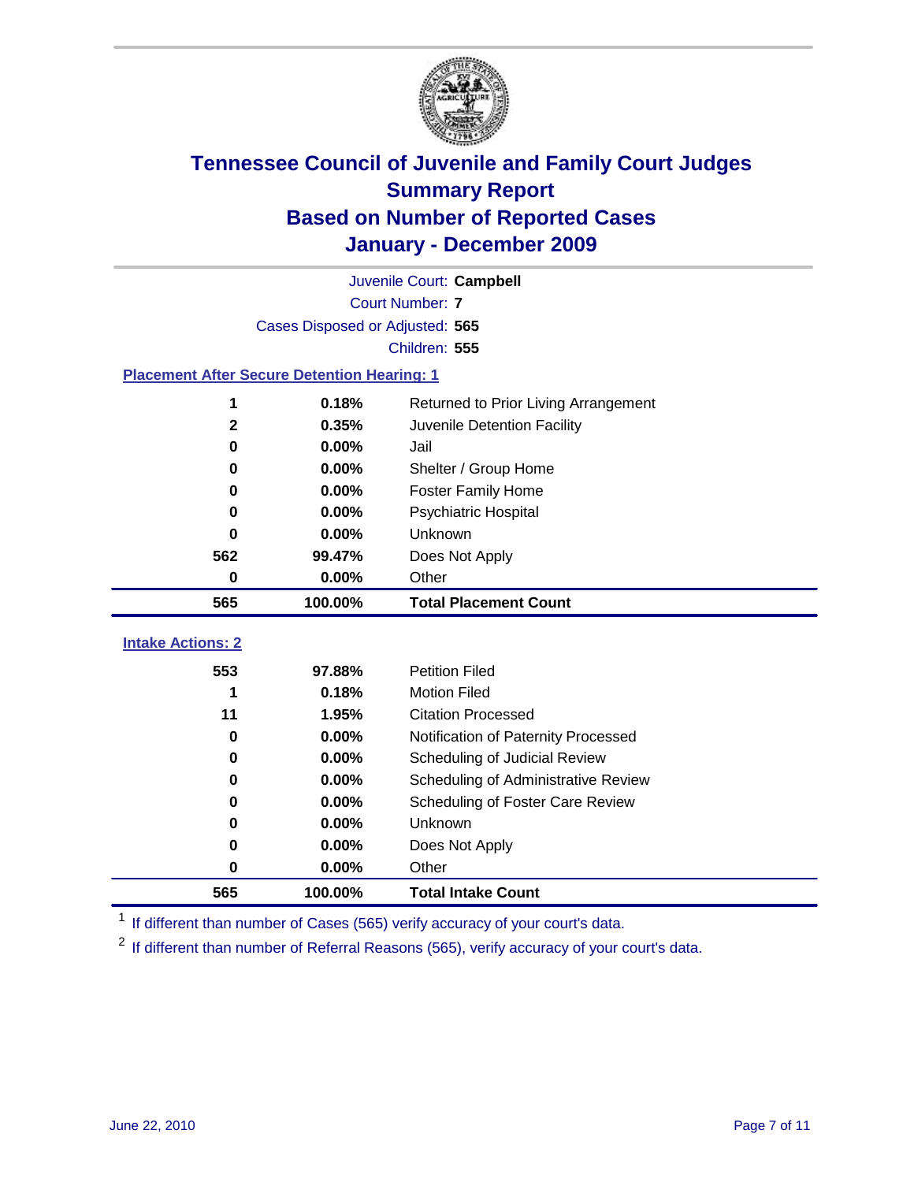# Tennessee Council of Juvenile and Family Court Judges
## Summary Report
## Based on Number of Reported Cases
## January - December 2009

Juvenile Court: **Campbell**

Court Number: **7**

Cases Disposed or Adjusted: **565**

Children: **555**

### Placement After Secure Detention Hearing: 1

| Count | Percent | Placement |
|---|---|---|
| 1 | 0.18% | Returned to Prior Living Arrangement |
| 2 | 0.35% | Juvenile Detention Facility |
| 0 | 0.00% | Jail |
| 0 | 0.00% | Shelter / Group Home |
| 0 | 0.00% | Foster Family Home |
| 0 | 0.00% | Psychiatric Hospital |
| 0 | 0.00% | Unknown |
| 562 | 99.47% | Does Not Apply |
| 0 | 0.00% | Other |
| **565** | **100.00%** | **Total Placement Count** |

### Intake Actions: 2

| Count | Percent | Intake Action |
|---|---|---|
| 553 | 97.88% | Petition Filed |
| 1 | 0.18% | Motion Filed |
| 11 | 1.95% | Citation Processed |
| 0 | 0.00% | Notification of Paternity Processed |
| 0 | 0.00% | Scheduling of Judicial Review |
| 0 | 0.00% | Scheduling of Administrative Review |
| 0 | 0.00% | Scheduling of Foster Care Review |
| 0 | 0.00% | Unknown |
| 0 | 0.00% | Does Not Apply |
| 0 | 0.00% | Other |
| **565** | **100.00%** | **Total Intake Count** |

[1] If different than number of Cases (565) verify accuracy of your court's data.

[2] If different than number of Referral Reasons (565), verify accuracy of your court's data.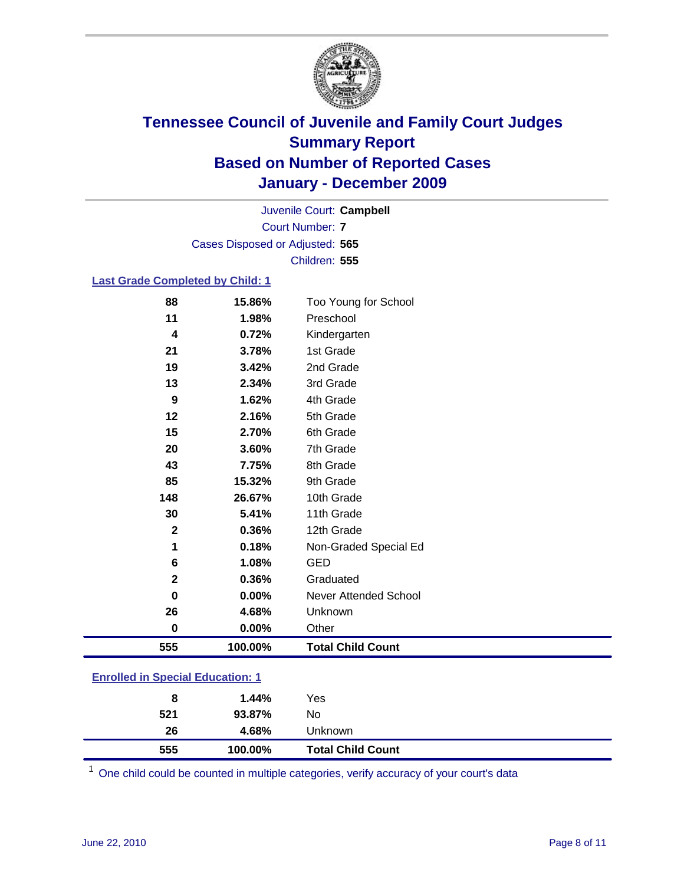# Tennessee Council of Juvenile and Family Court Judges
## Summary Report
## Based on Number of Reported Cases
## January - December 2009

Juvenile Court: **Campbell**
Court Number: **7**
Cases Disposed or Adjusted: **565**
Children: **555**

### Last Grade Completed by Child: 1

| Count | Percent | Category |
|---|---|---|
| 88 | 15.86% | Too Young for School |
| 11 | 1.98% | Preschool |
| 4 | 0.72% | Kindergarten |
| 21 | 3.78% | 1st Grade |
| 19 | 3.42% | 2nd Grade |
| 13 | 2.34% | 3rd Grade |
| 9 | 1.62% | 4th Grade |
| 12 | 2.16% | 5th Grade |
| 15 | 2.70% | 6th Grade |
| 20 | 3.60% | 7th Grade |
| 43 | 7.75% | 8th Grade |
| 85 | 15.32% | 9th Grade |
| 148 | 26.67% | 10th Grade |
| 30 | 5.41% | 11th Grade |
| 2 | 0.36% | 12th Grade |
| 1 | 0.18% | Non-Graded Special Ed |
| 6 | 1.08% | GED |
| 2 | 0.36% | Graduated |
| 0 | 0.00% | Never Attended School |
| 26 | 4.68% | Unknown |
| 0 | 0.00% | Other |
| **555** | **100.00%** | **Total Child Count** |

### Enrolled in Special Education: 1

| Count | Percent | Category |
|---|---|---|
| 8 | 1.44% | Yes |
| 521 | 93.87% | No |
| 26 | 4.68% | Unknown |
| **555** | **100.00%** | **Total Child Count** |

[1] One child could be counted in multiple categories, verify accuracy of your court's data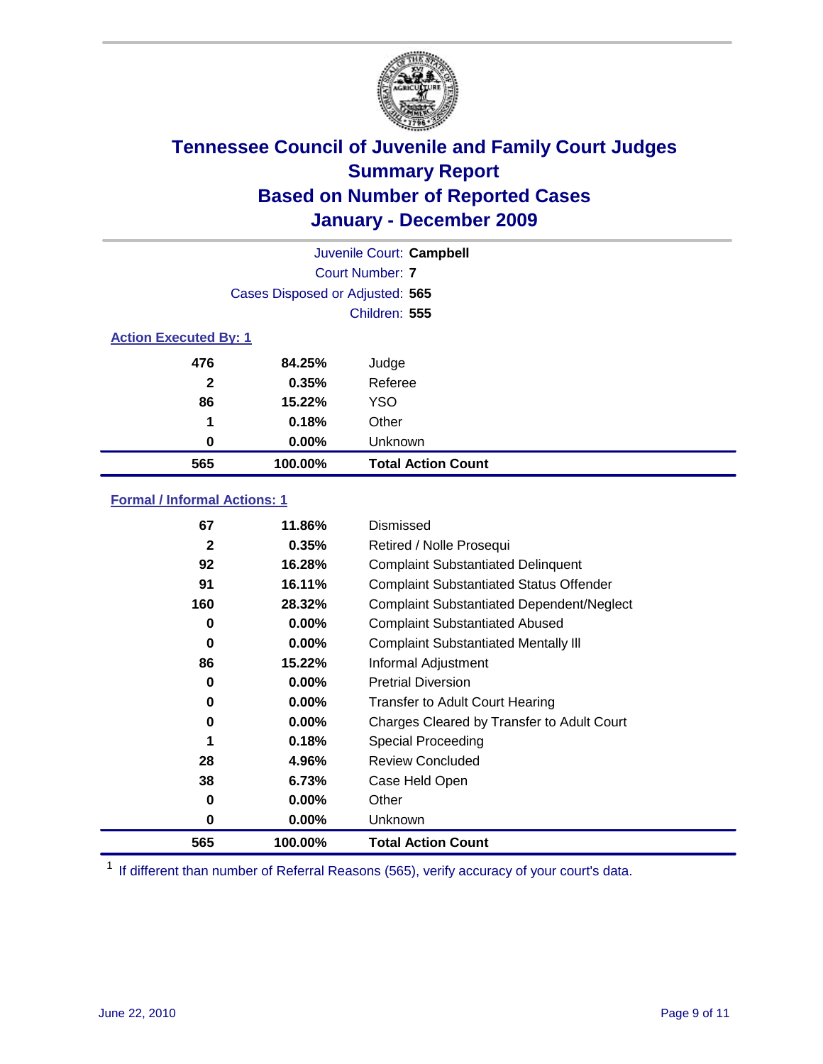# Tennessee Council of Juvenile and Family Court Judges
## Summary Report
## Based on Number of Reported Cases
## January - December 2009

Juvenile Court: **Campbell**

Court Number: **7**

Cases Disposed or Adjusted: **565**

Children: **555**

### Action Executed By: 1

| Count | Percent | Action |
|---|---|---|
| 476 | 84.25% | Judge |
| 2 | 0.35% | Referee |
| 86 | 15.22% | YSO |
| 1 | 0.18% | Other |
| 0 | 0.00% | Unknown |
| **565** | **100.00%** | **Total Action Count** |

### Formal / Informal Actions: 1

| Count | Percent | Action |
|---|---|---|
| 67 | 11.86% | Dismissed |
| 2 | 0.35% | Retired / Nolle Prosequi |
| 92 | 16.28% | Complaint Substantiated Delinquent |
| 91 | 16.11% | Complaint Substantiated Status Offender |
| 160 | 28.32% | Complaint Substantiated Dependent/Neglect |
| 0 | 0.00% | Complaint Substantiated Abused |
| 0 | 0.00% | Complaint Substantiated Mentally Ill |
| 86 | 15.22% | Informal Adjustment |
| 0 | 0.00% | Pretrial Diversion |
| 0 | 0.00% | Transfer to Adult Court Hearing |
| 0 | 0.00% | Charges Cleared by Transfer to Adult Court |
| 1 | 0.18% | Special Proceeding |
| 28 | 4.96% | Review Concluded |
| 38 | 6.73% | Case Held Open |
| 0 | 0.00% | Other |
| 0 | 0.00% | Unknown |
| **565** | **100.00%** | **Total Action Count** |

[1] If different than number of Referral Reasons (565), verify accuracy of your court's data.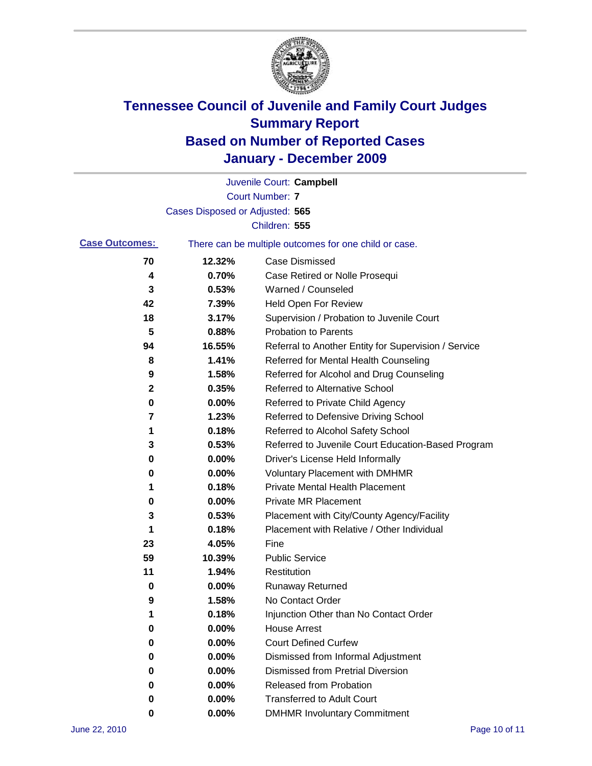# Tennessee Council of Juvenile and Family Court Judges
## Summary Report
## Based on Number of Reported Cases
## January - December 2009

Juvenile Court: **Campbell**

Court Number: **7**

Cases Disposed or Adjusted: **565**

Children: **555**

**Case Outcomes:** There can be multiple outcomes for one child or case.

| Count | Percent | Outcome |
|---|---|---|
| 70 | 12.32% | Case Dismissed |
| 4 | 0.70% | Case Retired or Nolle Prosequi |
| 3 | 0.53% | Warned / Counseled |
| 42 | 7.39% | Held Open For Review |
| 18 | 3.17% | Supervision / Probation to Juvenile Court |
| 5 | 0.88% | Probation to Parents |
| 94 | 16.55% | Referral to Another Entity for Supervision / Service |
| 8 | 1.41% | Referred for Mental Health Counseling |
| 9 | 1.58% | Referred for Alcohol and Drug Counseling |
| 2 | 0.35% | Referred to Alternative School |
| 0 | 0.00% | Referred to Private Child Agency |
| 7 | 1.23% | Referred to Defensive Driving School |
| 1 | 0.18% | Referred to Alcohol Safety School |
| 3 | 0.53% | Referred to Juvenile Court Education-Based Program |
| 0 | 0.00% | Driver's License Held Informally |
| 0 | 0.00% | Voluntary Placement with DMHMR |
| 1 | 0.18% | Private Mental Health Placement |
| 0 | 0.00% | Private MR Placement |
| 3 | 0.53% | Placement with City/County Agency/Facility |
| 1 | 0.18% | Placement with Relative / Other Individual |
| 23 | 4.05% | Fine |
| 59 | 10.39% | Public Service |
| 11 | 1.94% | Restitution |
| 0 | 0.00% | Runaway Returned |
| 9 | 1.58% | No Contact Order |
| 1 | 0.18% | Injunction Other than No Contact Order |
| 0 | 0.00% | House Arrest |
| 0 | 0.00% | Court Defined Curfew |
| 0 | 0.00% | Dismissed from Informal Adjustment |
| 0 | 0.00% | Dismissed from Pretrial Diversion |
| 0 | 0.00% | Released from Probation |
| 0 | 0.00% | Transferred to Adult Court |
| 0 | 0.00% | DMHMR Involuntary Commitment |

June 22, 2010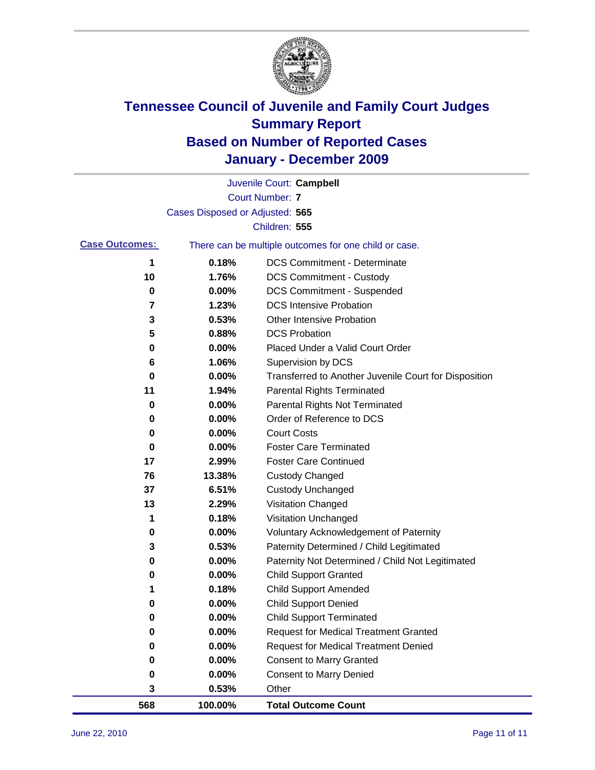# Tennessee Council of Juvenile and Family Court Judges
## Summary Report
## Based on Number of Reported Cases
## January - December 2009

Juvenile Court: **Campbell**

Court Number: **7**

Cases Disposed or Adjusted: **565**

Children: **555**

**Case Outcomes:** There can be multiple outcomes for one child or case.

| | | |
|---|---|---|
| 1 | 0.18% | DCS Commitment - Determinate |
| 10 | 1.76% | DCS Commitment - Custody |
| 0 | 0.00% | DCS Commitment - Suspended |
| 7 | 1.23% | DCS Intensive Probation |
| 3 | 0.53% | Other Intensive Probation |
| 5 | 0.88% | DCS Probation |
| 0 | 0.00% | Placed Under a Valid Court Order |
| 6 | 1.06% | Supervision by DCS |
| 0 | 0.00% | Transferred to Another Juvenile Court for Disposition |
| 11 | 1.94% | Parental Rights Terminated |
| 0 | 0.00% | Parental Rights Not Terminated |
| 0 | 0.00% | Order of Reference to DCS |
| 0 | 0.00% | Court Costs |
| 0 | 0.00% | Foster Care Terminated |
| 17 | 2.99% | Foster Care Continued |
| 76 | 13.38% | Custody Changed |
| 37 | 6.51% | Custody Unchanged |
| 13 | 2.29% | Visitation Changed |
| 1 | 0.18% | Visitation Unchanged |
| 0 | 0.00% | Voluntary Acknowledgement of Paternity |
| 3 | 0.53% | Paternity Determined / Child Legitimated |
| 0 | 0.00% | Paternity Not Determined / Child Not Legitimated |
| 0 | 0.00% | Child Support Granted |
| 1 | 0.18% | Child Support Amended |
| 0 | 0.00% | Child Support Denied |
| 0 | 0.00% | Child Support Terminated |
| 0 | 0.00% | Request for Medical Treatment Granted |
| 0 | 0.00% | Request for Medical Treatment Denied |
| 0 | 0.00% | Consent to Marry Granted |
| 0 | 0.00% | Consent to Marry Denied |
| 3 | 0.53% | Other |
| **568** | **100.00%** | **Total Outcome Count** |

June 22, 2010